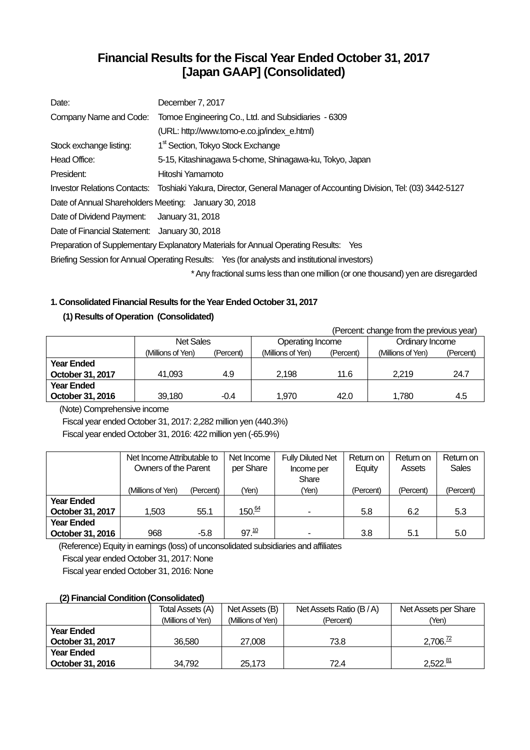# Financial Results for the Fiscal Year Ended October 31, 2017 [Japan GAAP] (Consolidated)

| | |
|---|---|
| Date: | December 7, 2017 |
| Company Name and Code: | Tomoe Engineering Co., Ltd. and Subsidiaries - 6309 |
| | (URL: http://www.tomo-e.co.jp/index_e.html) |
| Stock exchange listing: | 1st Section, Tokyo Stock Exchange |
| Head Office: | 5-15, Kitashinagawa 5-chome, Shinagawa-ku, Tokyo, Japan |
| President: | Hitoshi Yamamoto |
| Investor Relations Contacts: | Toshiaki Yakura, Director, General Manager of Accounting Division, Tel: (03) 3442-5127 |

Date of Annual Shareholders Meeting: January 30, 2018

Date of Dividend Payment: January 31, 2018

Date of Financial Statement: January 30, 2018

Preparation of Supplementary Explanatory Materials for Annual Operating Results: Yes

Briefing Session for Annual Operating Results: Yes (for analysts and institutional investors)

\* Any fractional sums less than one million (or one thousand) yen are disregarded

## 1. Consolidated Financial Results for the Year Ended October 31, 2017

### (1) Results of Operation (Consolidated)

(Percent: change from the previous year)

| | Net Sales | | Operating Income | | Ordinary Income | |
|---|---|---|---|---|---|---|
| | (Millions of Yen) | (Percent) | (Millions of Yen) | (Percent) | (Millions of Yen) | (Percent) |
| **Year Ended October 31, 2017** | 41,093 | 4.9 | 2,198 | 11.6 | 2,219 | 24.7 |
| **Year Ended October 31, 2016** | 39,180 | -0.4 | 1,970 | 42.0 | 1,780 | 4.5 |

(Note) Comprehensive income

Fiscal year ended October 31, 2017: 2,282 million yen (440.3%)

Fiscal year ended October 31, 2016: 422 million yen (-65.9%)

| | Net Income Attributable to Owners of the Parent | | Net Income per Share | Fully Diluted Net Income per Share | Return on Equity | Return on Assets | Return on Sales |
|---|---|---|---|---|---|---|---|
| | (Millions of Yen) | (Percent) | (Yen) | (Yen) | (Percent) | (Percent) | (Percent) |
| **Year Ended October 31, 2017** | 1,503 | 55.1 | 150.64 | - | 5.8 | 6.2 | 5.3 |
| **Year Ended October 31, 2016** | 968 | -5.8 | 97.10 | - | 3.8 | 5.1 | 5.0 |

(Reference) Equity in earnings (loss) of unconsolidated subsidiaries and affiliates

Fiscal year ended October 31, 2017: None

Fiscal year ended October 31, 2016: None

### (2) Financial Condition (Consolidated)

| | Total Assets (A) | Net Assets (B) | Net Assets Ratio (B / A) | Net Assets per Share |
|---|---|---|---|---|
| | (Millions of Yen) | (Millions of Yen) | (Percent) | (Yen) |
| **Year Ended October 31, 2017** | 36,580 | 27,008 | 73.8 | 2,706.72 |
| **Year Ended October 31, 2016** | 34,792 | 25,173 | 72.4 | 2,522.81 |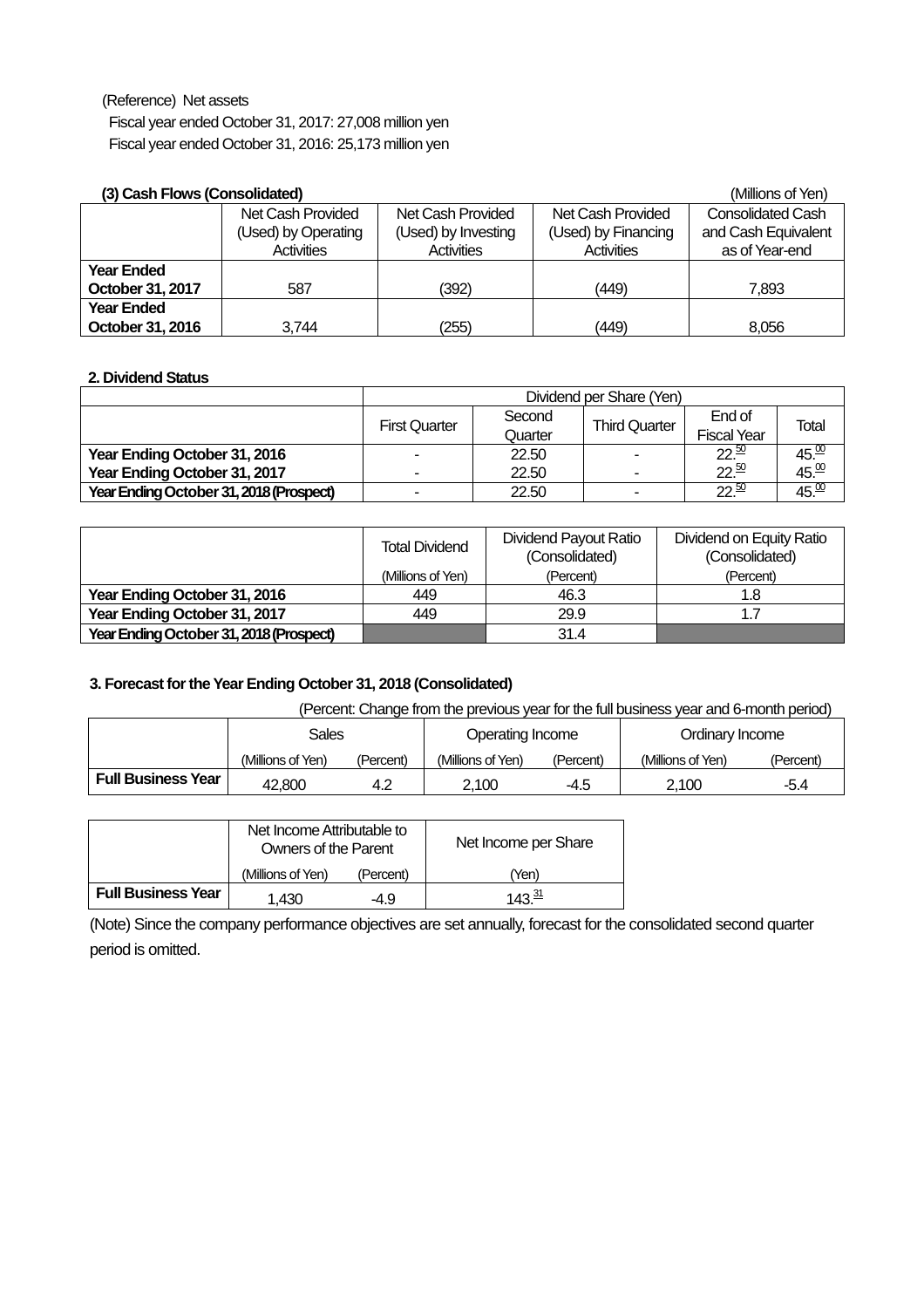(Reference) Net assets
Fiscal year ended October 31, 2017: 27,008 million yen
Fiscal year ended October 31, 2016: 25,173 million yen

**(3) Cash Flows (Consolidated)** (Millions of Yen)

| | Net Cash Provided (Used) by Operating Activities | Net Cash Provided (Used) by Investing Activities | Net Cash Provided (Used) by Financing Activities | Consolidated Cash and Cash Equivalent as of Year-end |
|---|---|---|---|---|
| **Year Ended October 31, 2017** | 587 | (392) | (449) | 7,893 |
| **Year Ended October 31, 2016** | 3,744 | (255) | (449) | 8,056 |

**2. Dividend Status**

| | Dividend per Share (Yen) | | | | |
|---|---|---|---|---|---|
| | First Quarter | Second Quarter | Third Quarter | End of Fiscal Year | Total |
| **Year Ending October 31, 2016** | - | 22.50 | - | 22.50 | 45.00 |
| **Year Ending October 31, 2017** | - | 22.50 | - | 22.50 | 45.00 |
| **Year Ending October 31, 2018 (Prospect)** | - | 22.50 | - | 22.50 | 45.00 |

| | Total Dividend (Millions of Yen) | Dividend Payout Ratio (Consolidated) (Percent) | Dividend on Equity Ratio (Consolidated) (Percent) |
|---|---|---|---|
| **Year Ending October 31, 2016** | 449 | 46.3 | 1.8 |
| **Year Ending October 31, 2017** | 449 | 29.9 | 1.7 |
| **Year Ending October 31, 2018 (Prospect)** | | 31.4 | |

**3. Forecast for the Year Ending October 31, 2018 (Consolidated)**

(Percent: Change from the previous year for the full business year and 6-month period)

| | Sales | | Operating Income | | Ordinary Income | |
|---|---|---|---|---|---|---|
| | (Millions of Yen) | (Percent) | (Millions of Yen) | (Percent) | (Millions of Yen) | (Percent) |
| **Full Business Year** | 42,800 | 4.2 | 2,100 | -4.5 | 2,100 | -5.4 |

| | Net Income Attributable to Owners of the Parent | | Net Income per Share |
|---|---|---|---|
| | (Millions of Yen) | (Percent) | (Yen) |
| **Full Business Year** | 1,430 | -4.9 | 143.31 |

(Note) Since the company performance objectives are set annually, forecast for the consolidated second quarter period is omitted.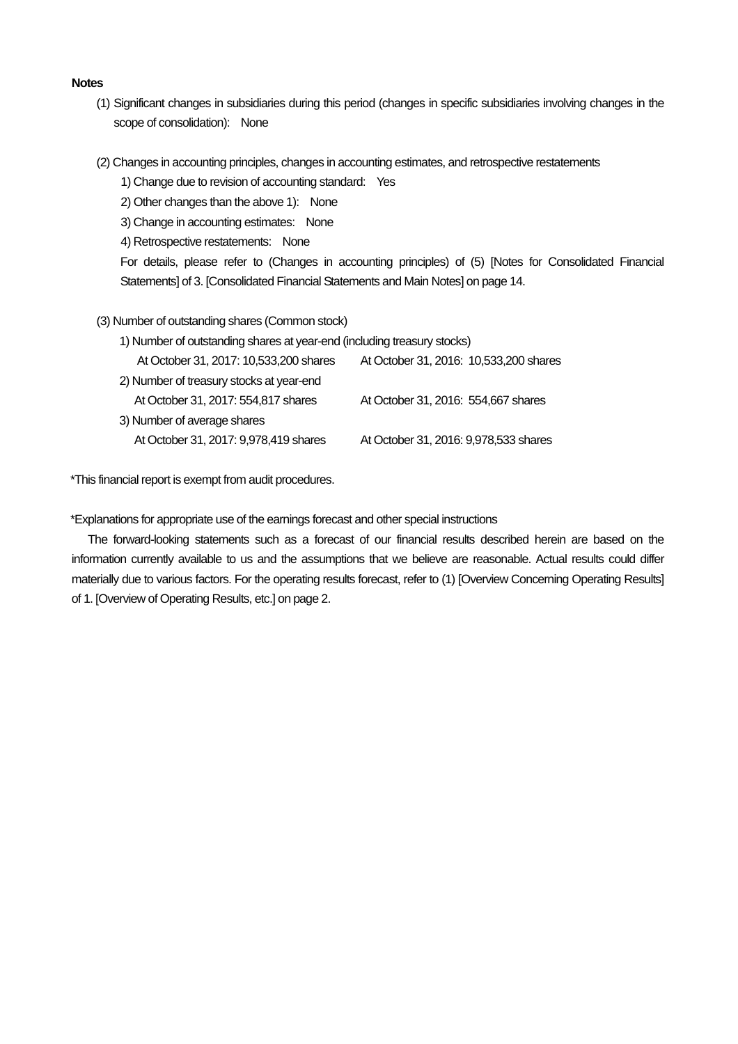**Notes**

(1) Significant changes in subsidiaries during this period (changes in specific subsidiaries involving changes in the scope of consolidation): None

(2) Changes in accounting principles, changes in accounting estimates, and retrospective restatements

1) Change due to revision of accounting standard: Yes

2) Other changes than the above 1): None

3) Change in accounting estimates: None

4) Retrospective restatements: None

For details, please refer to (Changes in accounting principles) of (5) [Notes for Consolidated Financial Statements] of 3. [Consolidated Financial Statements and Main Notes] on page 14.

(3) Number of outstanding shares (Common stock)

1) Number of outstanding shares at year-end (including treasury stocks)

| At October 31, 2017: 10,533,200 shares | At October 31, 2016: 10,533,200 shares |
|---|---|

2) Number of treasury stocks at year-end

| At October 31, 2017: 554,817 shares | At October 31, 2016: 554,667 shares |
|---|---|

3) Number of average shares

| At October 31, 2017: 9,978,419 shares | At October 31, 2016: 9,978,533 shares |
|---|---|

*This financial report is exempt from audit procedures.

*Explanations for appropriate use of the earnings forecast and other special instructions

The forward-looking statements such as a forecast of our financial results described herein are based on the information currently available to us and the assumptions that we believe are reasonable. Actual results could differ materially due to various factors. For the operating results forecast, refer to (1) [Overview Concerning Operating Results] of 1. [Overview of Operating Results, etc.] on page 2.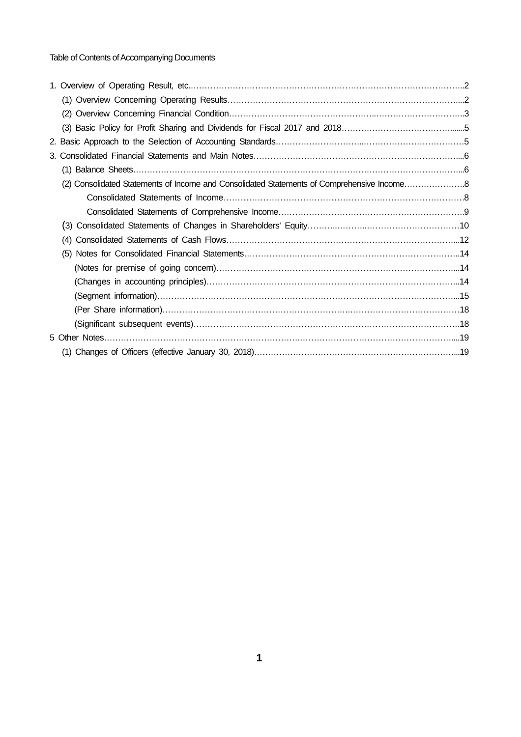Table of Contents of Accompanying Documents

1. Overview of Operating Result, etc. …… 2
   - (1) Overview Concerning Operating Results …… 2
   - (2) Overview Concerning Financial Condition …… 3
   - (3) Basic Policy for Profit Sharing and Dividends for Fiscal 2017 and 2018 …… 5
2. Basic Approach to the Selection of Accounting Standards …… 5
3. Consolidated Financial Statements and Main Notes …… 6
   - (1) Balance Sheets …… 6
   - (2) Consolidated Statements of Income and Consolidated Statements of Comprehensive Income …… 8
     - Consolidated Statements of Income …… 8
     - Consolidated Statements of Comprehensive Income …… 9
   - (3) Consolidated Statements of Changes in Shareholders' Equity …… 10
   - (4) Consolidated Statements of Cash Flows …… 12
   - (5) Notes for Consolidated Financial Statements …… 14
     - (Notes for premise of going concern) …… 14
     - (Changes in accounting principles) …… 14
     - (Segment information) …… 15
     - (Per Share information) …… 18
     - (Significant subsequent events) …… 18

5 Other Notes …… 19
   - (1) Changes of Officers (effective January 30, 2018) …… 19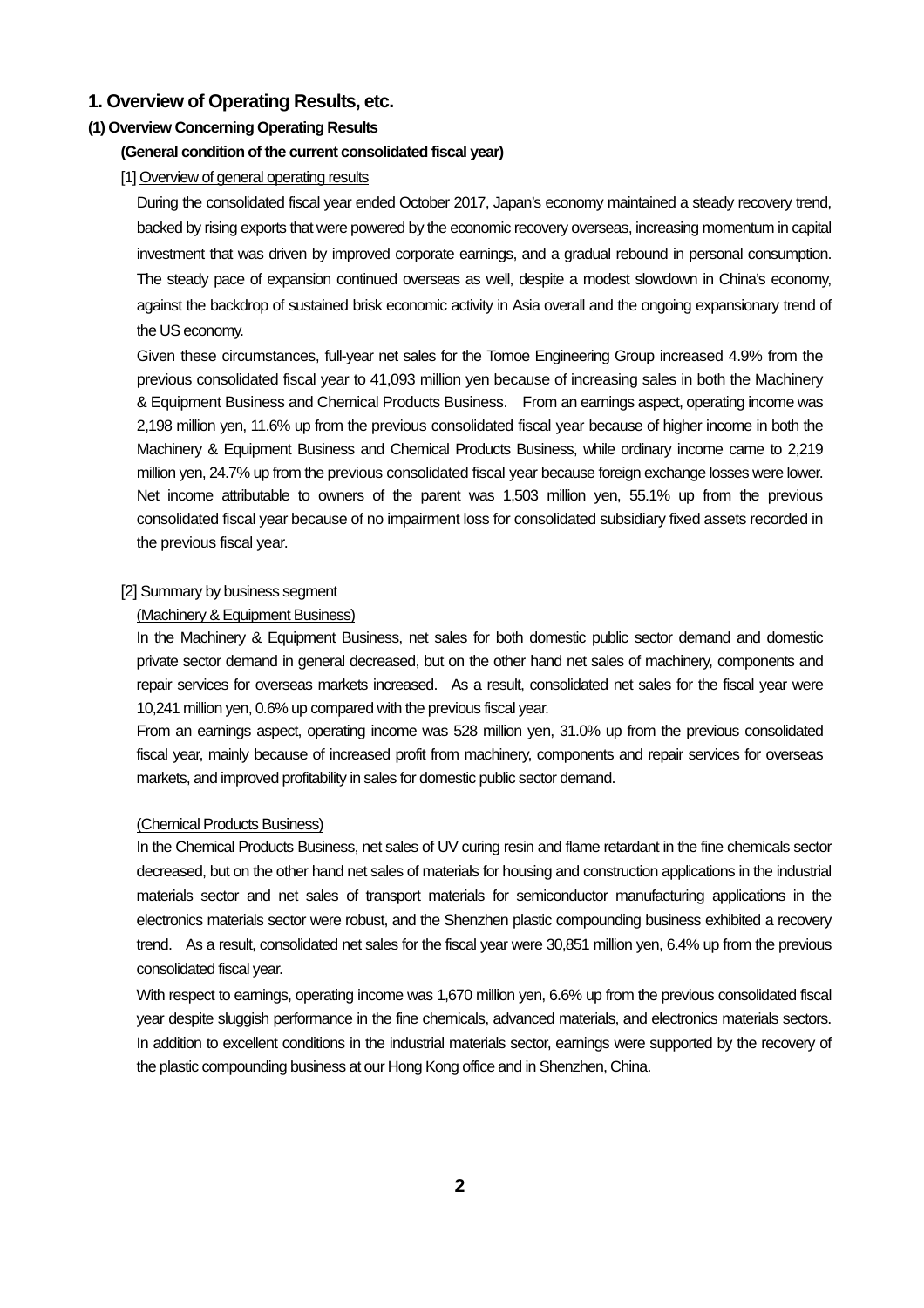# 1. Overview of Operating Results, etc.

## (1) Overview Concerning Operating Results

### (General condition of the current consolidated fiscal year)

[1] Overview of general operating results

During the consolidated fiscal year ended October 2017, Japan's economy maintained a steady recovery trend, backed by rising exports that were powered by the economic recovery overseas, increasing momentum in capital investment that was driven by improved corporate earnings, and a gradual rebound in personal consumption. The steady pace of expansion continued overseas as well, despite a modest slowdown in China's economy, against the backdrop of sustained brisk economic activity in Asia overall and the ongoing expansionary trend of the US economy.

Given these circumstances, full-year net sales for the Tomoe Engineering Group increased 4.9% from the previous consolidated fiscal year to 41,093 million yen because of increasing sales in both the Machinery & Equipment Business and Chemical Products Business. From an earnings aspect, operating income was 2,198 million yen, 11.6% up from the previous consolidated fiscal year because of higher income in both the Machinery & Equipment Business and Chemical Products Business, while ordinary income came to 2,219 million yen, 24.7% up from the previous consolidated fiscal year because foreign exchange losses were lower. Net income attributable to owners of the parent was 1,503 million yen, 55.1% up from the previous consolidated fiscal year because of no impairment loss for consolidated subsidiary fixed assets recorded in the previous fiscal year.

[2] Summary by business segment

(Machinery & Equipment Business)

In the Machinery & Equipment Business, net sales for both domestic public sector demand and domestic private sector demand in general decreased, but on the other hand net sales of machinery, components and repair services for overseas markets increased. As a result, consolidated net sales for the fiscal year were 10,241 million yen, 0.6% up compared with the previous fiscal year.

From an earnings aspect, operating income was 528 million yen, 31.0% up from the previous consolidated fiscal year, mainly because of increased profit from machinery, components and repair services for overseas markets, and improved profitability in sales for domestic public sector demand.

(Chemical Products Business)

In the Chemical Products Business, net sales of UV curing resin and flame retardant in the fine chemicals sector decreased, but on the other hand net sales of materials for housing and construction applications in the industrial materials sector and net sales of transport materials for semiconductor manufacturing applications in the electronics materials sector were robust, and the Shenzhen plastic compounding business exhibited a recovery trend. As a result, consolidated net sales for the fiscal year were 30,851 million yen, 6.4% up from the previous consolidated fiscal year.

With respect to earnings, operating income was 1,670 million yen, 6.6% up from the previous consolidated fiscal year despite sluggish performance in the fine chemicals, advanced materials, and electronics materials sectors. In addition to excellent conditions in the industrial materials sector, earnings were supported by the recovery of the plastic compounding business at our Hong Kong office and in Shenzhen, China.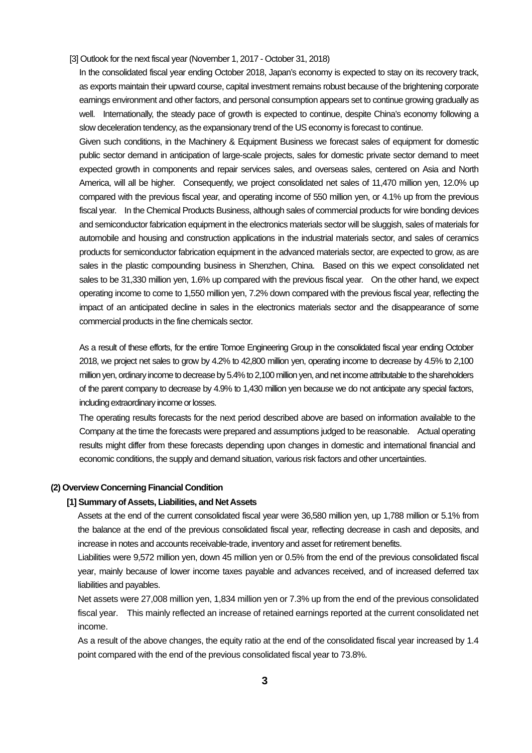[3] Outlook for the next fiscal year (November 1, 2017 - October 31, 2018)

In the consolidated fiscal year ending October 2018, Japan's economy is expected to stay on its recovery track, as exports maintain their upward course, capital investment remains robust because of the brightening corporate earnings environment and other factors, and personal consumption appears set to continue growing gradually as well. Internationally, the steady pace of growth is expected to continue, despite China's economy following a slow deceleration tendency, as the expansionary trend of the US economy is forecast to continue.

Given such conditions, in the Machinery & Equipment Business we forecast sales of equipment for domestic public sector demand in anticipation of large-scale projects, sales for domestic private sector demand to meet expected growth in components and repair services sales, and overseas sales, centered on Asia and North America, will all be higher. Consequently, we project consolidated net sales of 11,470 million yen, 12.0% up compared with the previous fiscal year, and operating income of 550 million yen, or 4.1% up from the previous fiscal year. In the Chemical Products Business, although sales of commercial products for wire bonding devices and semiconductor fabrication equipment in the electronics materials sector will be sluggish, sales of materials for automobile and housing and construction applications in the industrial materials sector, and sales of ceramics products for semiconductor fabrication equipment in the advanced materials sector, are expected to grow, as are sales in the plastic compounding business in Shenzhen, China. Based on this we expect consolidated net sales to be 31,330 million yen, 1.6% up compared with the previous fiscal year. On the other hand, we expect operating income to come to 1,550 million yen, 7.2% down compared with the previous fiscal year, reflecting the impact of an anticipated decline in sales in the electronics materials sector and the disappearance of some commercial products in the fine chemicals sector.

As a result of these efforts, for the entire Tomoe Engineering Group in the consolidated fiscal year ending October 2018, we project net sales to grow by 4.2% to 42,800 million yen, operating income to decrease by 4.5% to 2,100 million yen, ordinary income to decrease by 5.4% to 2,100 million yen, and net income attributable to the shareholders of the parent company to decrease by 4.9% to 1,430 million yen because we do not anticipate any special factors, including extraordinary income or losses.

The operating results forecasts for the next period described above are based on information available to the Company at the time the forecasts were prepared and assumptions judged to be reasonable. Actual operating results might differ from these forecasts depending upon changes in domestic and international financial and economic conditions, the supply and demand situation, various risk factors and other uncertainties.

## (2) Overview Concerning Financial Condition

### [1] Summary of Assets, Liabilities, and Net Assets

Assets at the end of the current consolidated fiscal year were 36,580 million yen, up 1,788 million or 5.1% from the balance at the end of the previous consolidated fiscal year, reflecting decrease in cash and deposits, and increase in notes and accounts receivable-trade, inventory and asset for retirement benefits.

Liabilities were 9,572 million yen, down 45 million yen or 0.5% from the end of the previous consolidated fiscal year, mainly because of lower income taxes payable and advances received, and of increased deferred tax liabilities and payables.

Net assets were 27,008 million yen, 1,834 million yen or 7.3% up from the end of the previous consolidated fiscal year. This mainly reflected an increase of retained earnings reported at the current consolidated net income.

As a result of the above changes, the equity ratio at the end of the consolidated fiscal year increased by 1.4 point compared with the end of the previous consolidated fiscal year to 73.8%.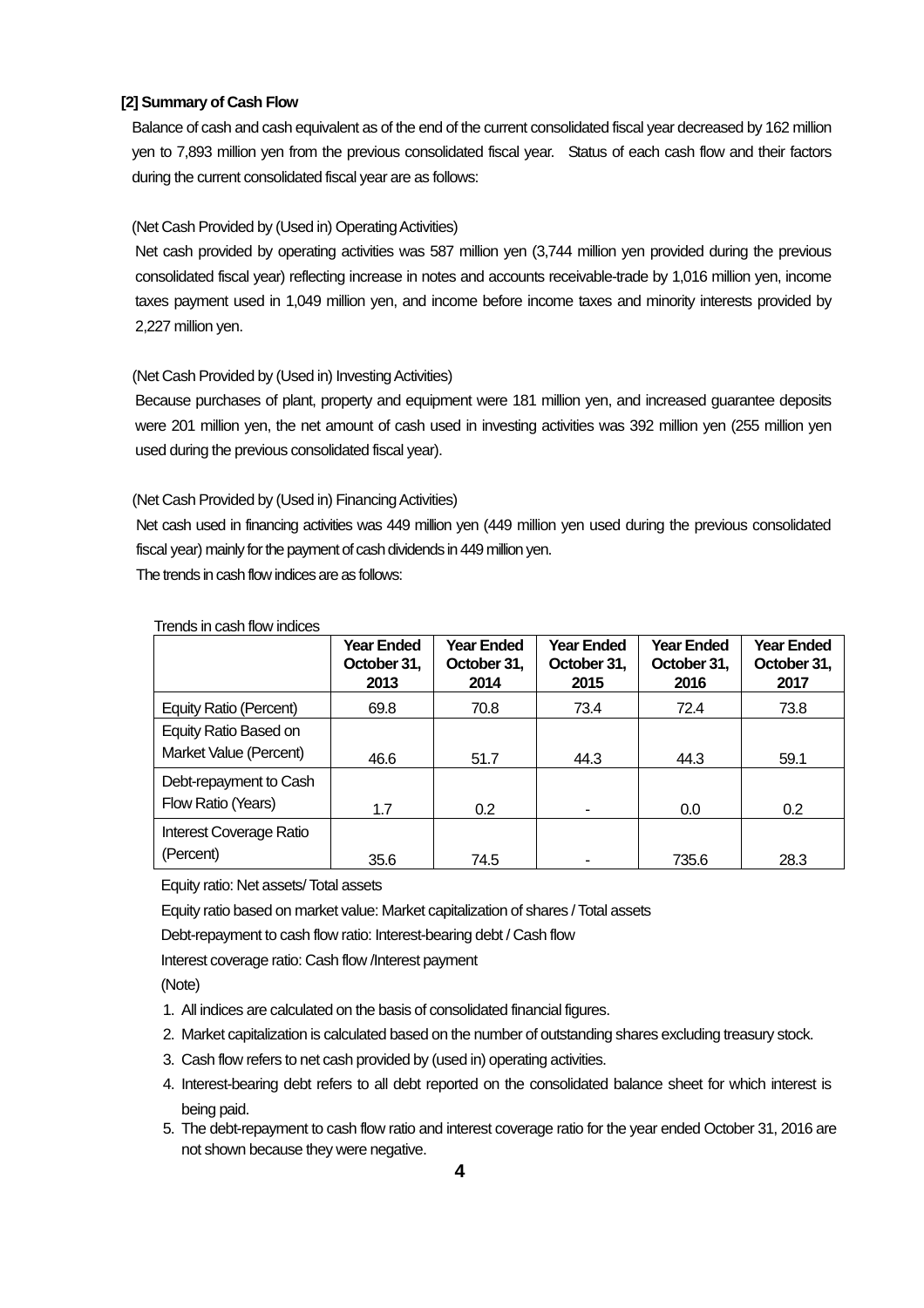**[2] Summary of Cash Flow**

Balance of cash and cash equivalent as of the end of the current consolidated fiscal year decreased by 162 million yen to 7,893 million yen from the previous consolidated fiscal year. Status of each cash flow and their factors during the current consolidated fiscal year are as follows:

(Net Cash Provided by (Used in) Operating Activities)

Net cash provided by operating activities was 587 million yen (3,744 million yen provided during the previous consolidated fiscal year) reflecting increase in notes and accounts receivable-trade by 1,016 million yen, income taxes payment used in 1,049 million yen, and income before income taxes and minority interests provided by 2,227 million yen.

(Net Cash Provided by (Used in) Investing Activities)

Because purchases of plant, property and equipment were 181 million yen, and increased guarantee deposits were 201 million yen, the net amount of cash used in investing activities was 392 million yen (255 million yen used during the previous consolidated fiscal year).

(Net Cash Provided by (Used in) Financing Activities)

Net cash used in financing activities was 449 million yen (449 million yen used during the previous consolidated fiscal year) mainly for the payment of cash dividends in 449 million yen.

The trends in cash flow indices are as follows:

Trends in cash flow indices

| | Year Ended October 31, 2013 | Year Ended October 31, 2014 | Year Ended October 31, 2015 | Year Ended October 31, 2016 | Year Ended October 31, 2017 |
|---|---|---|---|---|---|
| Equity Ratio (Percent) | 69.8 | 70.8 | 73.4 | 72.4 | 73.8 |
| Equity Ratio Based on Market Value (Percent) | 46.6 | 51.7 | 44.3 | 44.3 | 59.1 |
| Debt-repayment to Cash Flow Ratio (Years) | 1.7 | 0.2 | - | 0.0 | 0.2 |
| Interest Coverage Ratio (Percent) | 35.6 | 74.5 | - | 735.6 | 28.3 |

Equity ratio: Net assets/ Total assets

Equity ratio based on market value: Market capitalization of shares / Total assets

Debt-repayment to cash flow ratio: Interest-bearing debt / Cash flow

Interest coverage ratio: Cash flow /Interest payment

(Note)

1. All indices are calculated on the basis of consolidated financial figures.
2. Market capitalization is calculated based on the number of outstanding shares excluding treasury stock.
3. Cash flow refers to net cash provided by (used in) operating activities.
4. Interest-bearing debt refers to all debt reported on the consolidated balance sheet for which interest is being paid.
5. The debt-repayment to cash flow ratio and interest coverage ratio for the year ended October 31, 2016 are not shown because they were negative.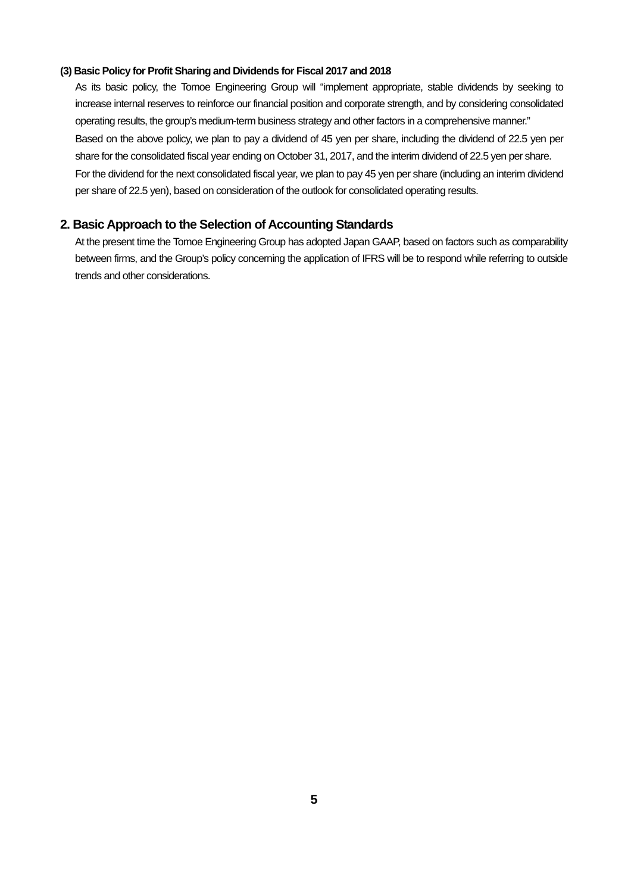### (3) Basic Policy for Profit Sharing and Dividends for Fiscal 2017 and 2018

As its basic policy, the Tomoe Engineering Group will "implement appropriate, stable dividends by seeking to increase internal reserves to reinforce our financial position and corporate strength, and by considering consolidated operating results, the group's medium-term business strategy and other factors in a comprehensive manner."

Based on the above policy, we plan to pay a dividend of 45 yen per share, including the dividend of 22.5 yen per share for the consolidated fiscal year ending on October 31, 2017, and the interim dividend of 22.5 yen per share.

For the dividend for the next consolidated fiscal year, we plan to pay 45 yen per share (including an interim dividend per share of 22.5 yen), based on consideration of the outlook for consolidated operating results.

## 2. Basic Approach to the Selection of Accounting Standards

At the present time the Tomoe Engineering Group has adopted Japan GAAP, based on factors such as comparability between firms, and the Group's policy concerning the application of IFRS will be to respond while referring to outside trends and other considerations.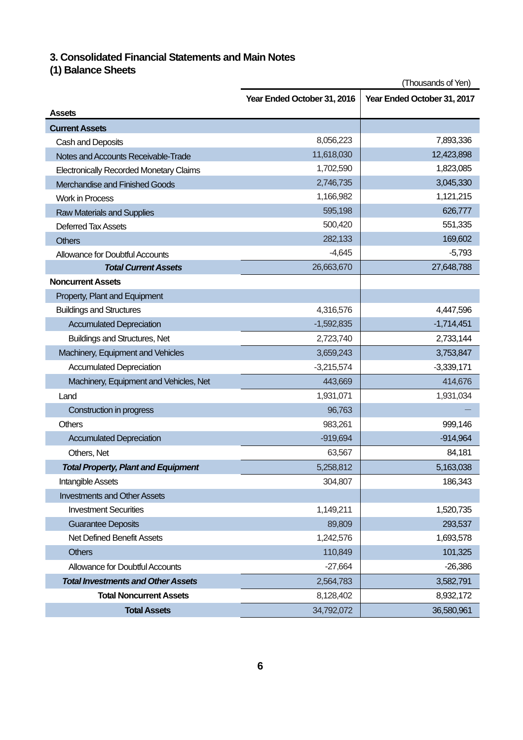# 3. Consolidated Financial Statements and Main Notes

## (1) Balance Sheets

(Thousands of Yen)

| | Year Ended October 31, 2016 | Year Ended October 31, 2017 |
|---|---|---|
| **Assets** | | |
| **Current Assets** | | |
| Cash and Deposits | 8,056,223 | 7,893,336 |
| Notes and Accounts Receivable-Trade | 11,618,030 | 12,423,898 |
| Electronically Recorded Monetary Claims | 1,702,590 | 1,823,085 |
| Merchandise and Finished Goods | 2,746,735 | 3,045,330 |
| Work in Process | 1,166,982 | 1,121,215 |
| Raw Materials and Supplies | 595,198 | 626,777 |
| Deferred Tax Assets | 500,420 | 551,335 |
| Others | 282,133 | 169,602 |
| Allowance for Doubtful Accounts | -4,645 | -5,793 |
| ***Total Current Assets*** | 26,663,670 | 27,648,788 |
| **Noncurrent Assets** | | |
| Property, Plant and Equipment | | |
| Buildings and Structures | 4,316,576 | 4,447,596 |
| Accumulated Depreciation | -1,592,835 | -1,714,451 |
| Buildings and Structures, Net | 2,723,740 | 2,733,144 |
| Machinery, Equipment and Vehicles | 3,659,243 | 3,753,847 |
| Accumulated Depreciation | -3,215,574 | -3,339,171 |
| Machinery, Equipment and Vehicles, Net | 443,669 | 414,676 |
| Land | 1,931,071 | 1,931,034 |
| Construction in progress | 96,763 | — |
| Others | 983,261 | 999,146 |
| Accumulated Depreciation | -919,694 | -914,964 |
| Others, Net | 63,567 | 84,181 |
| ***Total Property, Plant and Equipment*** | 5,258,812 | 5,163,038 |
| Intangible Assets | 304,807 | 186,343 |
| Investments and Other Assets | | |
| Investment Securities | 1,149,211 | 1,520,735 |
| Guarantee Deposits | 89,809 | 293,537 |
| Net Defined Benefit Assets | 1,242,576 | 1,693,578 |
| Others | 110,849 | 101,325 |
| Allowance for Doubtful Accounts | -27,664 | -26,386 |
| ***Total Investments and Other Assets*** | 2,564,783 | 3,582,791 |
| **Total Noncurrent Assets** | 8,128,402 | 8,932,172 |
| **Total Assets** | 34,792,072 | 36,580,961 |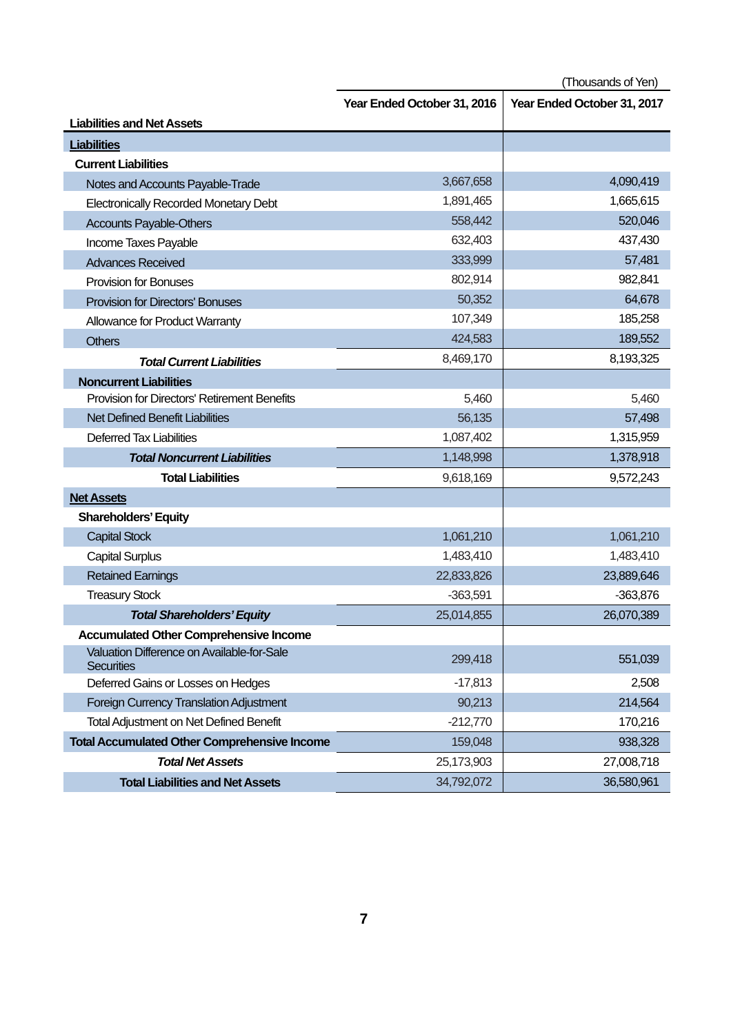(Thousands of Yen)

| Liabilities and Net Assets | Year Ended October 31, 2016 | Year Ended October 31, 2017 |
|---|---|---|
| **Liabilities** | | |
| **Current Liabilities** | | |
| Notes and Accounts Payable-Trade | 3,667,658 | 4,090,419 |
| Electronically Recorded Monetary Debt | 1,891,465 | 1,665,615 |
| Accounts Payable-Others | 558,442 | 520,046 |
| Income Taxes Payable | 632,403 | 437,430 |
| Advances Received | 333,999 | 57,481 |
| Provision for Bonuses | 802,914 | 982,841 |
| Provision for Directors' Bonuses | 50,352 | 64,678 |
| Allowance for Product Warranty | 107,349 | 185,258 |
| Others | 424,583 | 189,552 |
| ***Total Current Liabilities*** | 8,469,170 | 8,193,325 |
| **Noncurrent Liabilities** | | |
| Provision for Directors' Retirement Benefits | 5,460 | 5,460 |
| Net Defined Benefit Liabilities | 56,135 | 57,498 |
| Deferred Tax Liabilities | 1,087,402 | 1,315,959 |
| ***Total Noncurrent Liabilities*** | 1,148,998 | 1,378,918 |
| **Total Liabilities** | 9,618,169 | 9,572,243 |
| **Net Assets** | | |
| **Shareholders' Equity** | | |
| Capital Stock | 1,061,210 | 1,061,210 |
| Capital Surplus | 1,483,410 | 1,483,410 |
| Retained Earnings | 22,833,826 | 23,889,646 |
| Treasury Stock | -363,591 | -363,876 |
| ***Total Shareholders' Equity*** | 25,014,855 | 26,070,389 |
| **Accumulated Other Comprehensive Income** | | |
| Valuation Difference on Available-for-Sale Securities | 299,418 | 551,039 |
| Deferred Gains or Losses on Hedges | -17,813 | 2,508 |
| Foreign Currency Translation Adjustment | 90,213 | 214,564 |
| Total Adjustment on Net Defined Benefit | -212,770 | 170,216 |
| **Total Accumulated Other Comprehensive Income** | 159,048 | 938,328 |
| ***Total Net Assets*** | 25,173,903 | 27,008,718 |
| **Total Liabilities and Net Assets** | 34,792,072 | 36,580,961 |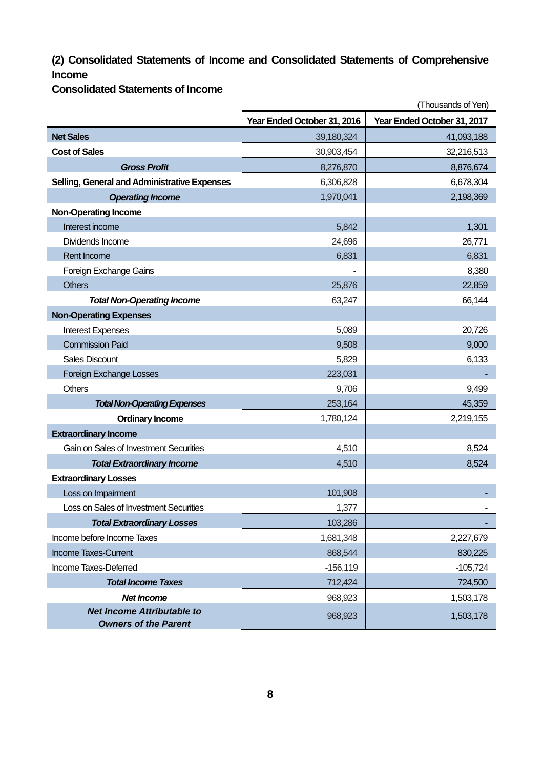## (2) Consolidated Statements of Income and Consolidated Statements of Comprehensive Income

### Consolidated Statements of Income

(Thousands of Yen)

| | Year Ended October 31, 2016 | Year Ended October 31, 2017 |
|---|---|---|
| **Net Sales** | 39,180,324 | 41,093,188 |
| **Cost of Sales** | 30,903,454 | 32,216,513 |
| ***Gross Profit*** | 8,276,870 | 8,876,674 |
| **Selling, General and Administrative Expenses** | 6,306,828 | 6,678,304 |
| ***Operating Income*** | 1,970,041 | 2,198,369 |
| **Non-Operating Income** | | |
| Interest income | 5,842 | 1,301 |
| Dividends Income | 24,696 | 26,771 |
| Rent Income | 6,831 | 6,831 |
| Foreign Exchange Gains | - | 8,380 |
| Others | 25,876 | 22,859 |
| ***Total Non-Operating Income*** | 63,247 | 66,144 |
| **Non-Operating Expenses** | | |
| Interest Expenses | 5,089 | 20,726 |
| Commission Paid | 9,508 | 9,000 |
| Sales Discount | 5,829 | 6,133 |
| Foreign Exchange Losses | 223,031 | - |
| Others | 9,706 | 9,499 |
| ***Total Non-Operating Expenses*** | 253,164 | 45,359 |
| **Ordinary Income** | 1,780,124 | 2,219,155 |
| **Extraordinary Income** | | |
| Gain on Sales of Investment Securities | 4,510 | 8,524 |
| ***Total Extraordinary Income*** | 4,510 | 8,524 |
| **Extraordinary Losses** | | |
| Loss on Impairment | 101,908 | - |
| Loss on Sales of Investment Securities | 1,377 | - |
| ***Total Extraordinary Losses*** | 103,286 | - |
| Income before Income Taxes | 1,681,348 | 2,227,679 |
| Income Taxes-Current | 868,544 | 830,225 |
| Income Taxes-Deferred | -156,119 | -105,724 |
| ***Total Income Taxes*** | 712,424 | 724,500 |
| ***Net Income*** | 968,923 | 1,503,178 |
| ***Net Income Attributable to Owners of the Parent*** | 968,923 | 1,503,178 |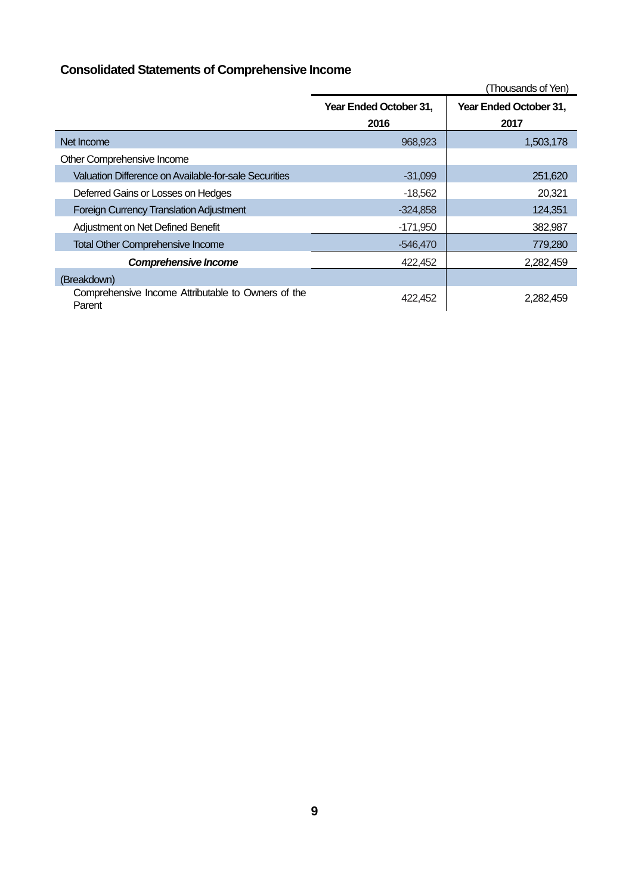## Consolidated Statements of Comprehensive Income

(Thousands of Yen)

| | Year Ended October 31, 2016 | Year Ended October 31, 2017 |
|---|---|---|
| Net Income | 968,923 | 1,503,178 |
| Other Comprehensive Income | | |
| Valuation Difference on Available-for-sale Securities | -31,099 | 251,620 |
| Deferred Gains or Losses on Hedges | -18,562 | 20,321 |
| Foreign Currency Translation Adjustment | -324,858 | 124,351 |
| Adjustment on Net Defined Benefit | -171,950 | 382,987 |
| Total Other Comprehensive Income | -546,470 | 779,280 |
| ***Comprehensive Income*** | 422,452 | 2,282,459 |
| (Breakdown) | | |
| Comprehensive Income Attributable to Owners of the Parent | 422,452 | 2,282,459 |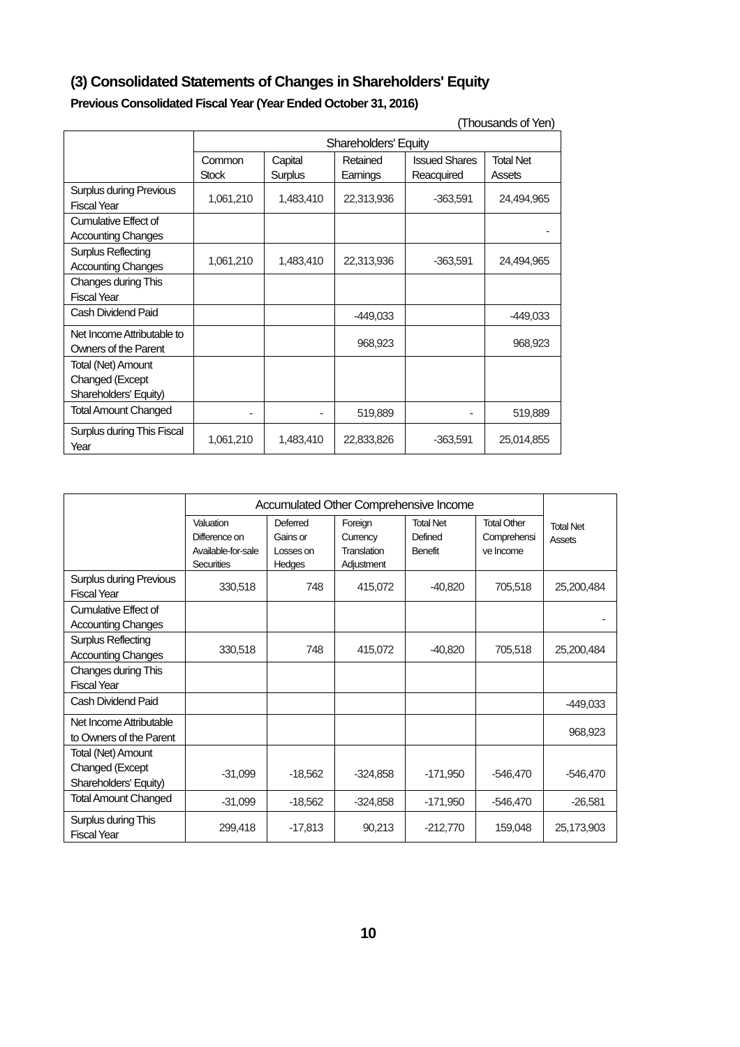## (3) Consolidated Statements of Changes in Shareholders' Equity

**Previous Consolidated Fiscal Year (Year Ended October 31, 2016)**

(Thousands of Yen)

| | Shareholders' Equity | | | | |
|---|---|---|---|---|---|
| | Common Stock | Capital Surplus | Retained Earnings | Issued Shares Reacquired | Total Net Assets |
| Surplus during Previous Fiscal Year | 1,061,210 | 1,483,410 | 22,313,936 | -363,591 | 24,494,965 |
| Cumulative Effect of Accounting Changes | | | | | - |
| Surplus Reflecting Accounting Changes | 1,061,210 | 1,483,410 | 22,313,936 | -363,591 | 24,494,965 |
| Changes during This Fiscal Year | | | | | |
| Cash Dividend Paid | | | -449,033 | | -449,033 |
| Net Income Attributable to Owners of the Parent | | | 968,923 | | 968,923 |
| Total (Net) Amount Changed (Except Shareholders' Equity) | | | | | |
| Total Amount Changed | - | - | 519,889 | - | 519,889 |
| Surplus during This Fiscal Year | 1,061,210 | 1,483,410 | 22,833,826 | -363,591 | 25,014,855 |

| | Accumulated Other Comprehensive Income | | | | | Total Net Assets |
|---|---|---|---|---|---|---|
| | Valuation Difference on Available-for-sale Securities | Deferred Gains or Losses on Hedges | Foreign Currency Translation Adjustment | Total Net Defined Benefit | Total Other Comprehensive Income | |
| Surplus during Previous Fiscal Year | 330,518 | 748 | 415,072 | -40,820 | 705,518 | 25,200,484 |
| Cumulative Effect of Accounting Changes | | | | | | - |
| Surplus Reflecting Accounting Changes | 330,518 | 748 | 415,072 | -40,820 | 705,518 | 25,200,484 |
| Changes during This Fiscal Year | | | | | | |
| Cash Dividend Paid | | | | | | -449,033 |
| Net Income Attributable to Owners of the Parent | | | | | | 968,923 |
| Total (Net) Amount Changed (Except Shareholders' Equity) | -31,099 | -18,562 | -324,858 | -171,950 | -546,470 | -546,470 |
| Total Amount Changed | -31,099 | -18,562 | -324,858 | -171,950 | -546,470 | -26,581 |
| Surplus during This Fiscal Year | 299,418 | -17,813 | 90,213 | -212,770 | 159,048 | 25,173,903 |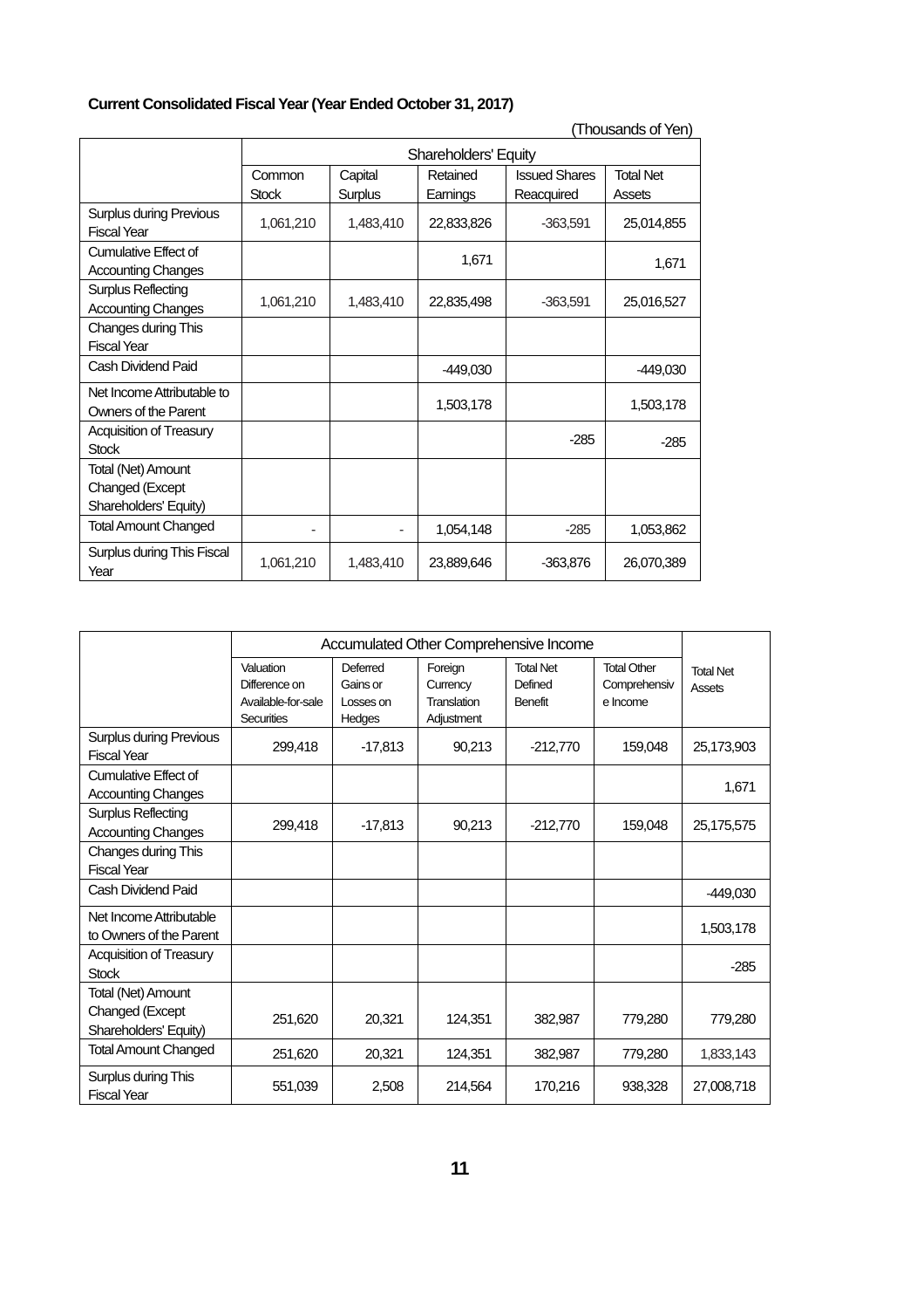**Current Consolidated Fiscal Year (Year Ended October 31, 2017)**

(Thousands of Yen)

| | Shareholders' Equity | | | | |
|---|---|---|---|---|---|
| | Common Stock | Capital Surplus | Retained Earnings | Issued Shares Reacquired | Total Net Assets |
| Surplus during Previous Fiscal Year | 1,061,210 | 1,483,410 | 22,833,826 | -363,591 | 25,014,855 |
| Cumulative Effect of Accounting Changes | | | 1,671 | | 1,671 |
| Surplus Reflecting Accounting Changes | 1,061,210 | 1,483,410 | 22,835,498 | -363,591 | 25,016,527 |
| Changes during This Fiscal Year | | | | | |
| Cash Dividend Paid | | | -449,030 | | -449,030 |
| Net Income Attributable to Owners of the Parent | | | 1,503,178 | | 1,503,178 |
| Acquisition of Treasury Stock | | | | -285 | -285 |
| Total (Net) Amount Changed (Except Shareholders' Equity) | | | | | |
| Total Amount Changed | - | - | 1,054,148 | -285 | 1,053,862 |
| Surplus during This Fiscal Year | 1,061,210 | 1,483,410 | 23,889,646 | -363,876 | 26,070,389 |

| | Accumulated Other Comprehensive Income | | | | | Total Net Assets |
|---|---|---|---|---|---|---|
| | Valuation Difference on Available-for-sale Securities | Deferred Gains or Losses on Hedges | Foreign Currency Translation Adjustment | Total Net Defined Benefit | Total Other Comprehensive Income | |
| Surplus during Previous Fiscal Year | 299,418 | -17,813 | 90,213 | -212,770 | 159,048 | 25,173,903 |
| Cumulative Effect of Accounting Changes | | | | | | 1,671 |
| Surplus Reflecting Accounting Changes | 299,418 | -17,813 | 90,213 | -212,770 | 159,048 | 25,175,575 |
| Changes during This Fiscal Year | | | | | | |
| Cash Dividend Paid | | | | | | -449,030 |
| Net Income Attributable to Owners of the Parent | | | | | | 1,503,178 |
| Acquisition of Treasury Stock | | | | | | -285 |
| Total (Net) Amount Changed (Except Shareholders' Equity) | 251,620 | 20,321 | 124,351 | 382,987 | 779,280 | 779,280 |
| Total Amount Changed | 251,620 | 20,321 | 124,351 | 382,987 | 779,280 | 1,833,143 |
| Surplus during This Fiscal Year | 551,039 | 2,508 | 214,564 | 170,216 | 938,328 | 27,008,718 |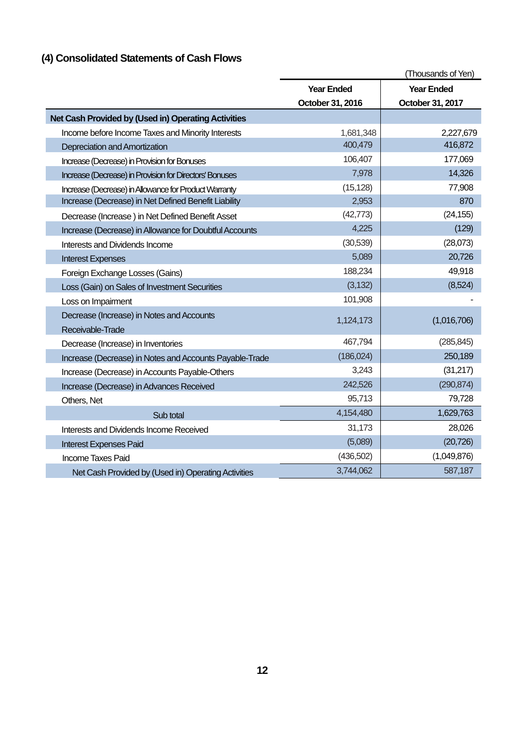## (4) Consolidated Statements of Cash Flows

(Thousands of Yen)

| | Year Ended October 31, 2016 | Year Ended October 31, 2017 |
|---|---|---|
| **Net Cash Provided by (Used in) Operating Activities** | | |
| Income before Income Taxes and Minority Interests | 1,681,348 | 2,227,679 |
| Depreciation and Amortization | 400,479 | 416,872 |
| Increase (Decrease) in Provision for Bonuses | 106,407 | 177,069 |
| Increase (Decrease) in Provision for Directors' Bonuses | 7,978 | 14,326 |
| Increase (Decrease) in Allowance for Product Warranty | (15,128) | 77,908 |
| Increase (Decrease) in Net Defined Benefit Liability | 2,953 | 870 |
| Decrease (Increase ) in Net Defined Benefit Asset | (42,773) | (24,155) |
| Increase (Decrease) in Allowance for Doubtful Accounts | 4,225 | (129) |
| Interests and Dividends Income | (30,539) | (28,073) |
| Interest Expenses | 5,089 | 20,726 |
| Foreign Exchange Losses (Gains) | 188,234 | 49,918 |
| Loss (Gain) on Sales of Investment Securities | (3,132) | (8,524) |
| Loss on Impairment | 101,908 | - |
| Decrease (Increase) in Notes and Accounts Receivable-Trade | 1,124,173 | (1,016,706) |
| Decrease (Increase) in Inventories | 467,794 | (285,845) |
| Increase (Decrease) in Notes and Accounts Payable-Trade | (186,024) | 250,189 |
| Increase (Decrease) in Accounts Payable-Others | 3,243 | (31,217) |
| Increase (Decrease) in Advances Received | 242,526 | (290,874) |
| Others, Net | 95,713 | 79,728 |
| Sub total | 4,154,480 | 1,629,763 |
| Interests and Dividends Income Received | 31,173 | 28,026 |
| Interest Expenses Paid | (5,089) | (20,726) |
| Income Taxes Paid | (436,502) | (1,049,876) |
| Net Cash Provided by (Used in) Operating Activities | 3,744,062 | 587,187 |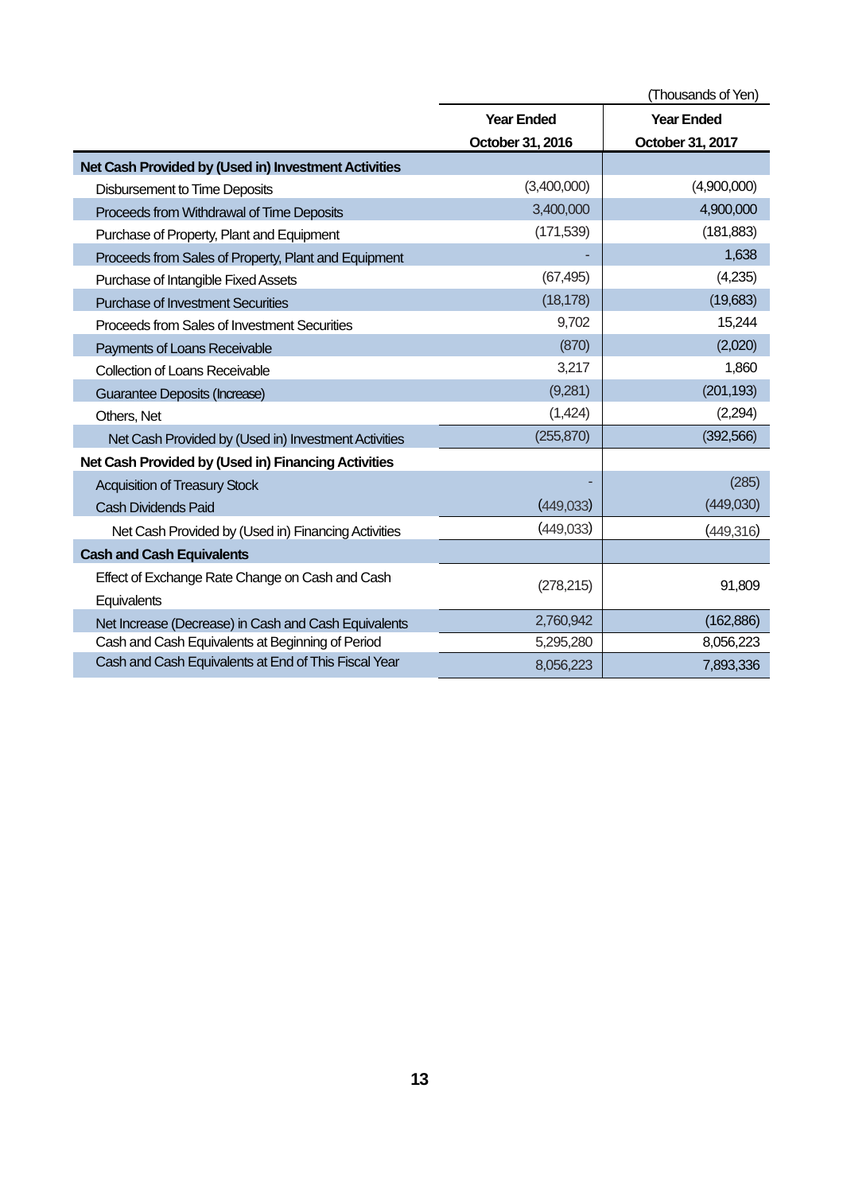(Thousands of Yen)

| | Year Ended October 31, 2016 | Year Ended October 31, 2017 |
|---|---|---|
| **Net Cash Provided by (Used in) Investment Activities** | | |
| Disbursement to Time Deposits | (3,400,000) | (4,900,000) |
| Proceeds from Withdrawal of Time Deposits | 3,400,000 | 4,900,000 |
| Purchase of Property, Plant and Equipment | (171,539) | (181,883) |
| Proceeds from Sales of Property, Plant and Equipment | - | 1,638 |
| Purchase of Intangible Fixed Assets | (67,495) | (4,235) |
| Purchase of Investment Securities | (18,178) | (19,683) |
| Proceeds from Sales of Investment Securities | 9,702 | 15,244 |
| Payments of Loans Receivable | (870) | (2,020) |
| Collection of Loans Receivable | 3,217 | 1,860 |
| Guarantee Deposits (Increase) | (9,281) | (201,193) |
| Others, Net | (1,424) | (2,294) |
| Net Cash Provided by (Used in) Investment Activities | (255,870) | (392,566) |
| **Net Cash Provided by (Used in) Financing Activities** | | |
| Acquisition of Treasury Stock | - | (285) |
| Cash Dividends Paid | (449,033) | (449,030) |
| Net Cash Provided by (Used in) Financing Activities | (449,033) | (449,316) |
| **Cash and Cash Equivalents** | | |
| Effect of Exchange Rate Change on Cash and Cash Equivalents | (278,215) | 91,809 |
| Net Increase (Decrease) in Cash and Cash Equivalents | 2,760,942 | (162,886) |
| Cash and Cash Equivalents at Beginning of Period | 5,295,280 | 8,056,223 |
| Cash and Cash Equivalents at End of This Fiscal Year | 8,056,223 | 7,893,336 |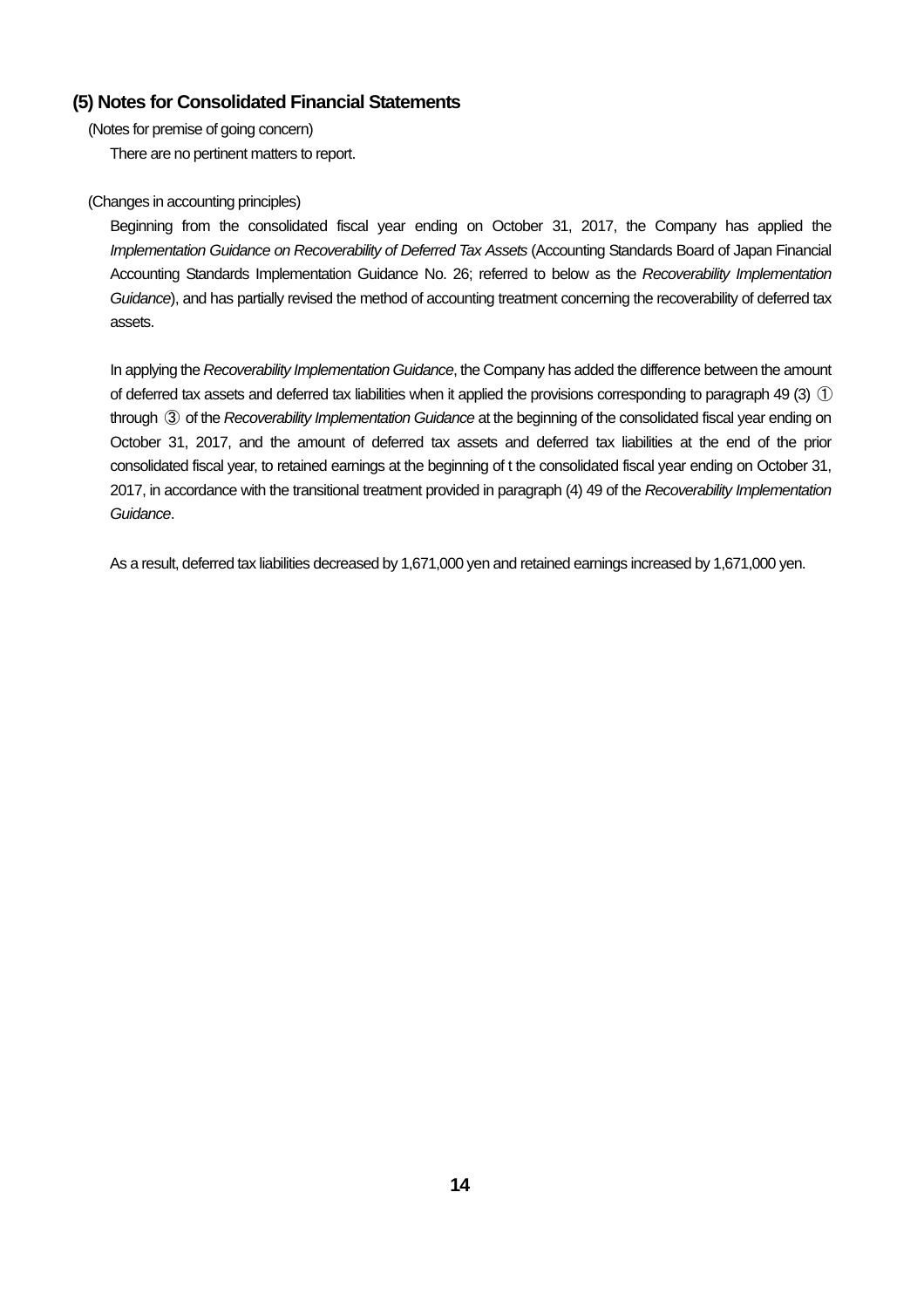## (5) Notes for Consolidated Financial Statements

(Notes for premise of going concern)

There are no pertinent matters to report.

(Changes in accounting principles)

Beginning from the consolidated fiscal year ending on October 31, 2017, the Company has applied the *Implementation Guidance on Recoverability of Deferred Tax Assets* (Accounting Standards Board of Japan Financial Accounting Standards Implementation Guidance No. 26; referred to below as the *Recoverability Implementation Guidance*), and has partially revised the method of accounting treatment concerning the recoverability of deferred tax assets.

In applying the *Recoverability Implementation Guidance*, the Company has added the difference between the amount of deferred tax assets and deferred tax liabilities when it applied the provisions corresponding to paragraph 49 (3) ① through ③ of the *Recoverability Implementation Guidance* at the beginning of the consolidated fiscal year ending on October 31, 2017, and the amount of deferred tax assets and deferred tax liabilities at the end of the prior consolidated fiscal year, to retained earnings at the beginning of t the consolidated fiscal year ending on October 31, 2017, in accordance with the transitional treatment provided in paragraph (4) 49 of the *Recoverability Implementation Guidance*.

As a result, deferred tax liabilities decreased by 1,671,000 yen and retained earnings increased by 1,671,000 yen.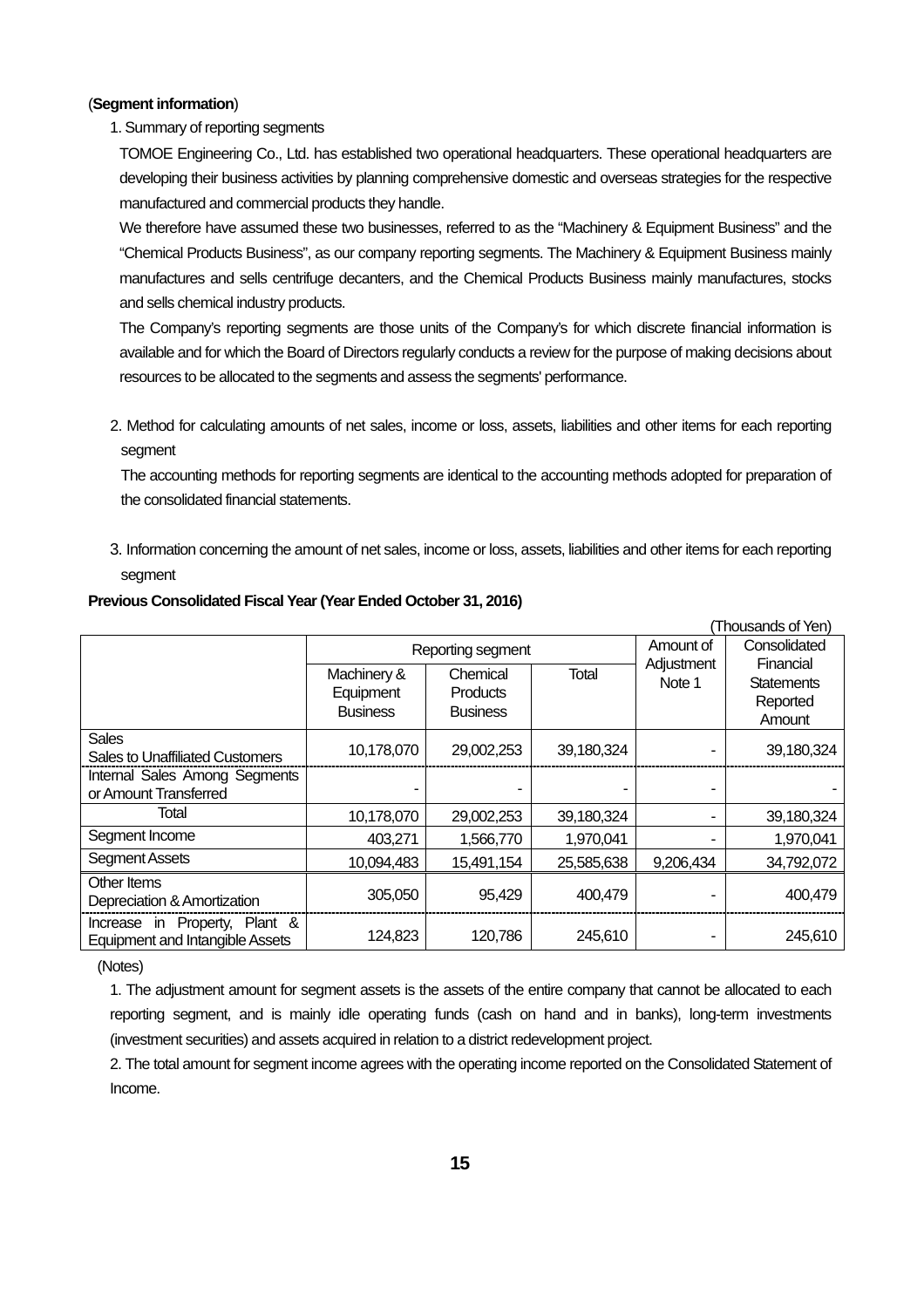(**Segment information**)

1. Summary of reporting segments

TOMOE Engineering Co., Ltd. has established two operational headquarters. These operational headquarters are developing their business activities by planning comprehensive domestic and overseas strategies for the respective manufactured and commercial products they handle.

We therefore have assumed these two businesses, referred to as the "Machinery & Equipment Business" and the "Chemical Products Business", as our company reporting segments. The Machinery & Equipment Business mainly manufactures and sells centrifuge decanters, and the Chemical Products Business mainly manufactures, stocks and sells chemical industry products.

The Company's reporting segments are those units of the Company's for which discrete financial information is available and for which the Board of Directors regularly conducts a review for the purpose of making decisions about resources to be allocated to the segments and assess the segments' performance.

2. Method for calculating amounts of net sales, income or loss, assets, liabilities and other items for each reporting segment

The accounting methods for reporting segments are identical to the accounting methods adopted for preparation of the consolidated financial statements.

3. Information concerning the amount of net sales, income or loss, assets, liabilities and other items for each reporting segment

**Previous Consolidated Fiscal Year (Year Ended October 31, 2016)**

(Thousands of Yen)

| | Reporting segment | | | Amount of Adjustment Note 1 | Consolidated Financial Statements Reported Amount |
|---|---|---|---|---|---|
| | Machinery & Equipment Business | Chemical Products Business | Total | | |
| Sales<br>Sales to Unaffiliated Customers | 10,178,070 | 29,002,253 | 39,180,324 | - | 39,180,324 |
| Internal Sales Among Segments or Amount Transferred | - | - | - | - | - |
| Total | 10,178,070 | 29,002,253 | 39,180,324 | - | 39,180,324 |
| Segment Income | 403,271 | 1,566,770 | 1,970,041 | - | 1,970,041 |
| Segment Assets | 10,094,483 | 15,491,154 | 25,585,638 | 9,206,434 | 34,792,072 |
| Other Items<br>Depreciation & Amortization | 305,050 | 95,429 | 400,479 | - | 400,479 |
| Increase in Property, Plant & Equipment and Intangible Assets | 124,823 | 120,786 | 245,610 | - | 245,610 |

(Notes)

1. The adjustment amount for segment assets is the assets of the entire company that cannot be allocated to each reporting segment, and is mainly idle operating funds (cash on hand and in banks), long-term investments (investment securities) and assets acquired in relation to a district redevelopment project.

2. The total amount for segment income agrees with the operating income reported on the Consolidated Statement of Income.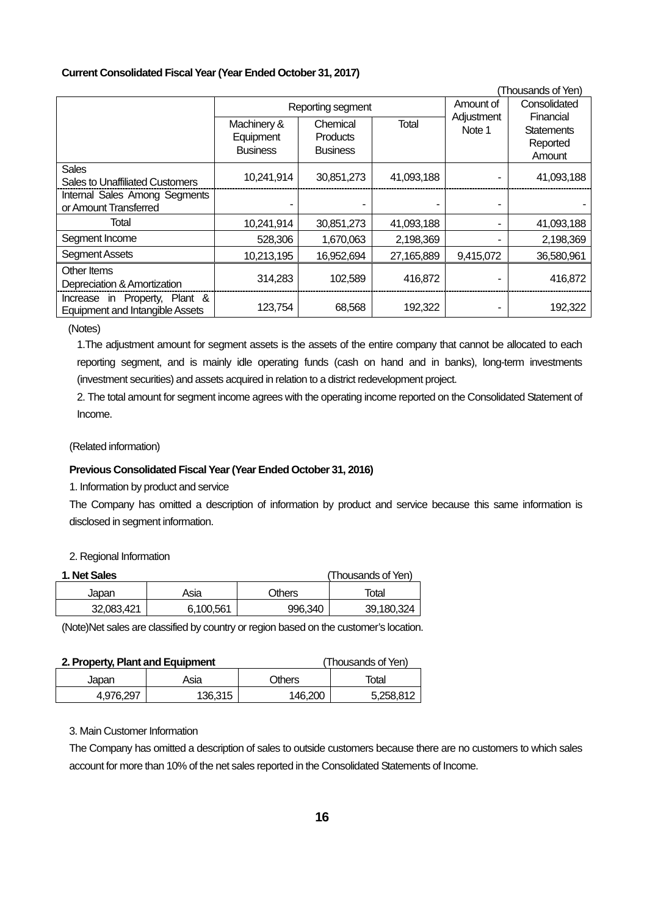**Current Consolidated Fiscal Year (Year Ended October 31, 2017)**

(Thousands of Yen)

| | Reporting segment | | | Amount of Adjustment Note 1 | Consolidated Financial Statements Reported Amount |
|---|---|---|---|---|---|
| | Machinery & Equipment Business | Chemical Products Business | Total | | |
| Sales<br>Sales to Unaffiliated Customers | 10,241,914 | 30,851,273 | 41,093,188 | - | 41,093,188 |
| Internal Sales Among Segments or Amount Transferred | - | - | - | - | - |
| Total | 10,241,914 | 30,851,273 | 41,093,188 | - | 41,093,188 |
| Segment Income | 528,306 | 1,670,063 | 2,198,369 | - | 2,198,369 |
| Segment Assets | 10,213,195 | 16,952,694 | 27,165,889 | 9,415,072 | 36,580,961 |
| Other Items<br>Depreciation & Amortization | 314,283 | 102,589 | 416,872 | - | 416,872 |
| Increase in Property, Plant & Equipment and Intangible Assets | 123,754 | 68,568 | 192,322 | - | 192,322 |

(Notes)

1.The adjustment amount for segment assets is the assets of the entire company that cannot be allocated to each reporting segment, and is mainly idle operating funds (cash on hand and in banks), long-term investments (investment securities) and assets acquired in relation to a district redevelopment project.

2. The total amount for segment income agrees with the operating income reported on the Consolidated Statement of Income.

(Related information)

**Previous Consolidated Fiscal Year (Year Ended October 31, 2016)**

1. Information by product and service

The Company has omitted a description of information by product and service because this same information is disclosed in segment information.

2. Regional Information

**1. Net Sales** (Thousands of Yen)

| Japan | Asia | Others | Total |
|---|---|---|---|
| 32,083,421 | 6,100,561 | 996,340 | 39,180,324 |

(Note)Net sales are classified by country or region based on the customer's location.

**2. Property, Plant and Equipment** (Thousands of Yen)

| Japan | Asia | Others | Total |
|---|---|---|---|
| 4,976,297 | 136,315 | 146,200 | 5,258,812 |

3. Main Customer Information

The Company has omitted a description of sales to outside customers because there are no customers to which sales account for more than 10% of the net sales reported in the Consolidated Statements of Income.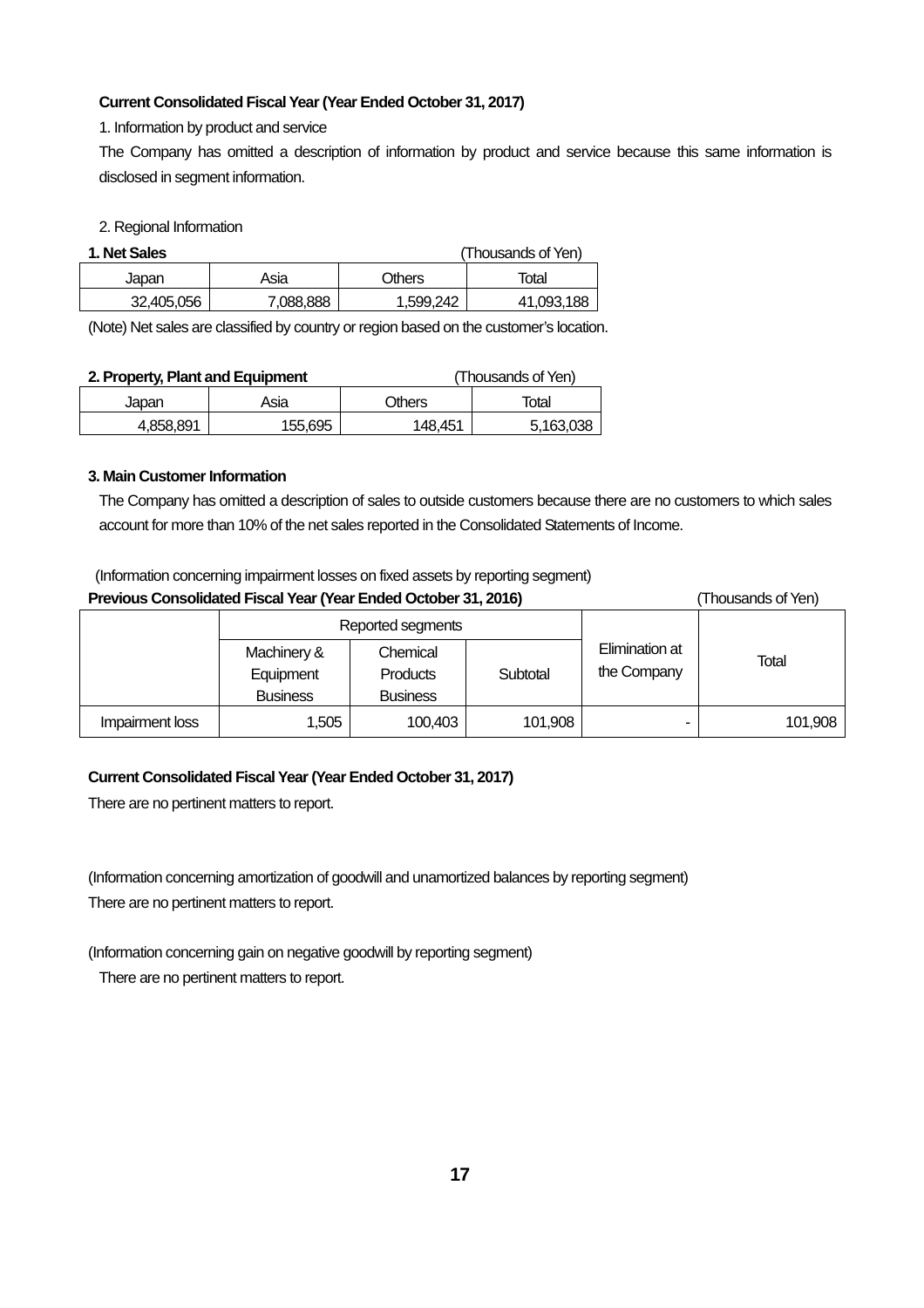**Current Consolidated Fiscal Year (Year Ended October 31, 2017)**

1. Information by product and service

The Company has omitted a description of information by product and service because this same information is disclosed in segment information.

2. Regional Information

**1. Net Sales** (Thousands of Yen)

| Japan | Asia | Others | Total |
|---|---|---|---|
| 32,405,056 | 7,088,888 | 1,599,242 | 41,093,188 |

(Note) Net sales are classified by country or region based on the customer's location.

**2. Property, Plant and Equipment** (Thousands of Yen)

| Japan | Asia | Others | Total |
|---|---|---|---|
| 4,858,891 | 155,695 | 148,451 | 5,163,038 |

**3. Main Customer Information**

The Company has omitted a description of sales to outside customers because there are no customers to which sales account for more than 10% of the net sales reported in the Consolidated Statements of Income.

(Information concerning impairment losses on fixed assets by reporting segment)

**Previous Consolidated Fiscal Year (Year Ended October 31, 2016)** (Thousands of Yen)

| | Reported segments | | | Elimination at the Company | Total |
|---|---|---|---|---|---|
| | Machinery & Equipment Business | Chemical Products Business | Subtotal | | |
| Impairment loss | 1,505 | 100,403 | 101,908 | - | 101,908 |

**Current Consolidated Fiscal Year (Year Ended October 31, 2017)**

There are no pertinent matters to report.

(Information concerning amortization of goodwill and unamortized balances by reporting segment)

There are no pertinent matters to report.

(Information concerning gain on negative goodwill by reporting segment)

There are no pertinent matters to report.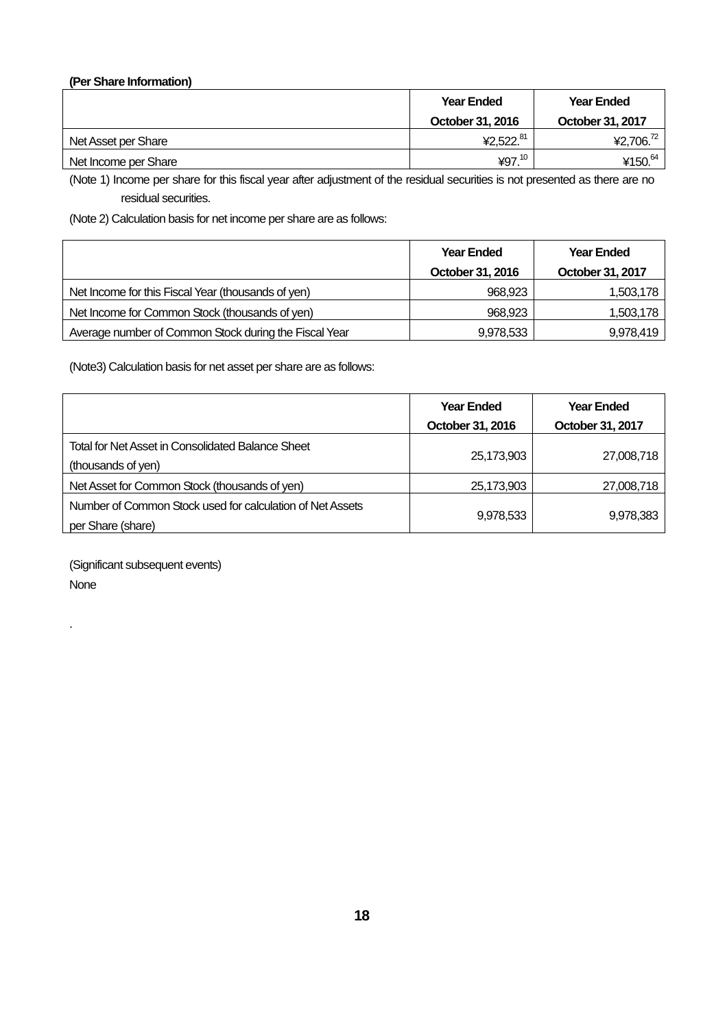**(Per Share Information)**

| | Year Ended October 31, 2016 | Year Ended October 31, 2017 |
|---|---|---|
| Net Asset per Share | ¥2,522.81 | ¥2,706.72 |
| Net Income per Share | ¥97.10 | ¥150.64 |

(Note 1) Income per share for this fiscal year after adjustment of the residual securities is not presented as there are no residual securities.

(Note 2) Calculation basis for net income per share are as follows:

| | Year Ended October 31, 2016 | Year Ended October 31, 2017 |
|---|---|---|
| Net Income for this Fiscal Year (thousands of yen) | 968,923 | 1,503,178 |
| Net Income for Common Stock (thousands of yen) | 968,923 | 1,503,178 |
| Average number of Common Stock during the Fiscal Year | 9,978,533 | 9,978,419 |

(Note3) Calculation basis for net asset per share are as follows:

| | Year Ended October 31, 2016 | Year Ended October 31, 2017 |
|---|---|---|
| Total for Net Asset in Consolidated Balance Sheet (thousands of yen) | 25,173,903 | 27,008,718 |
| Net Asset for Common Stock (thousands of yen) | 25,173,903 | 27,008,718 |
| Number of Common Stock used for calculation of Net Assets per Share (share) | 9,978,533 | 9,978,383 |

(Significant subsequent events)

None

.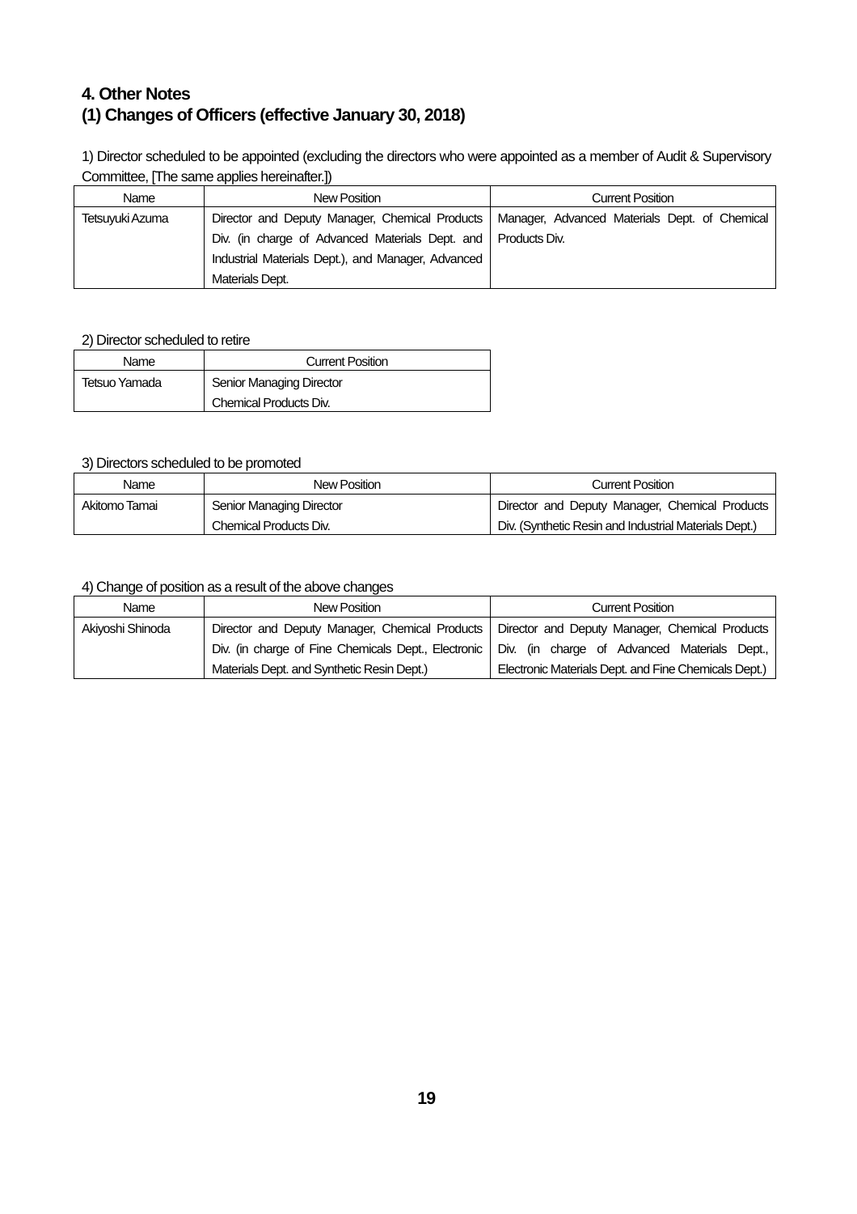## 4. Other Notes

## (1) Changes of Officers (effective January 30, 2018)

1) Director scheduled to be appointed (excluding the directors who were appointed as a member of Audit & Supervisory Committee, [The same applies hereinafter.])

| Name | New Position | Current Position |
|---|---|---|
| Tetsuyuki Azuma | Director and Deputy Manager, Chemical Products Div. (in charge of Advanced Materials Dept. and Industrial Materials Dept.), and Manager, Advanced Materials Dept. | Manager, Advanced Materials Dept. of Chemical Products Div. |

2) Director scheduled to retire

| Name | Current Position |
|---|---|
| Tetsuo Yamada | Senior Managing Director Chemical Products Div. |

3) Directors scheduled to be promoted

| Name | New Position | Current Position |
|---|---|---|
| Akitomo Tamai | Senior Managing Director Chemical Products Div. | Director and Deputy Manager, Chemical Products Div. (Synthetic Resin and Industrial Materials Dept.) |

4) Change of position as a result of the above changes

| Name | New Position | Current Position |
|---|---|---|
| Akiyoshi Shinoda | Director and Deputy Manager, Chemical Products Div. (in charge of Fine Chemicals Dept., Electronic Materials Dept. and Synthetic Resin Dept.) | Director and Deputy Manager, Chemical Products Div. (in charge of Advanced Materials Dept., Electronic Materials Dept. and Fine Chemicals Dept.) |